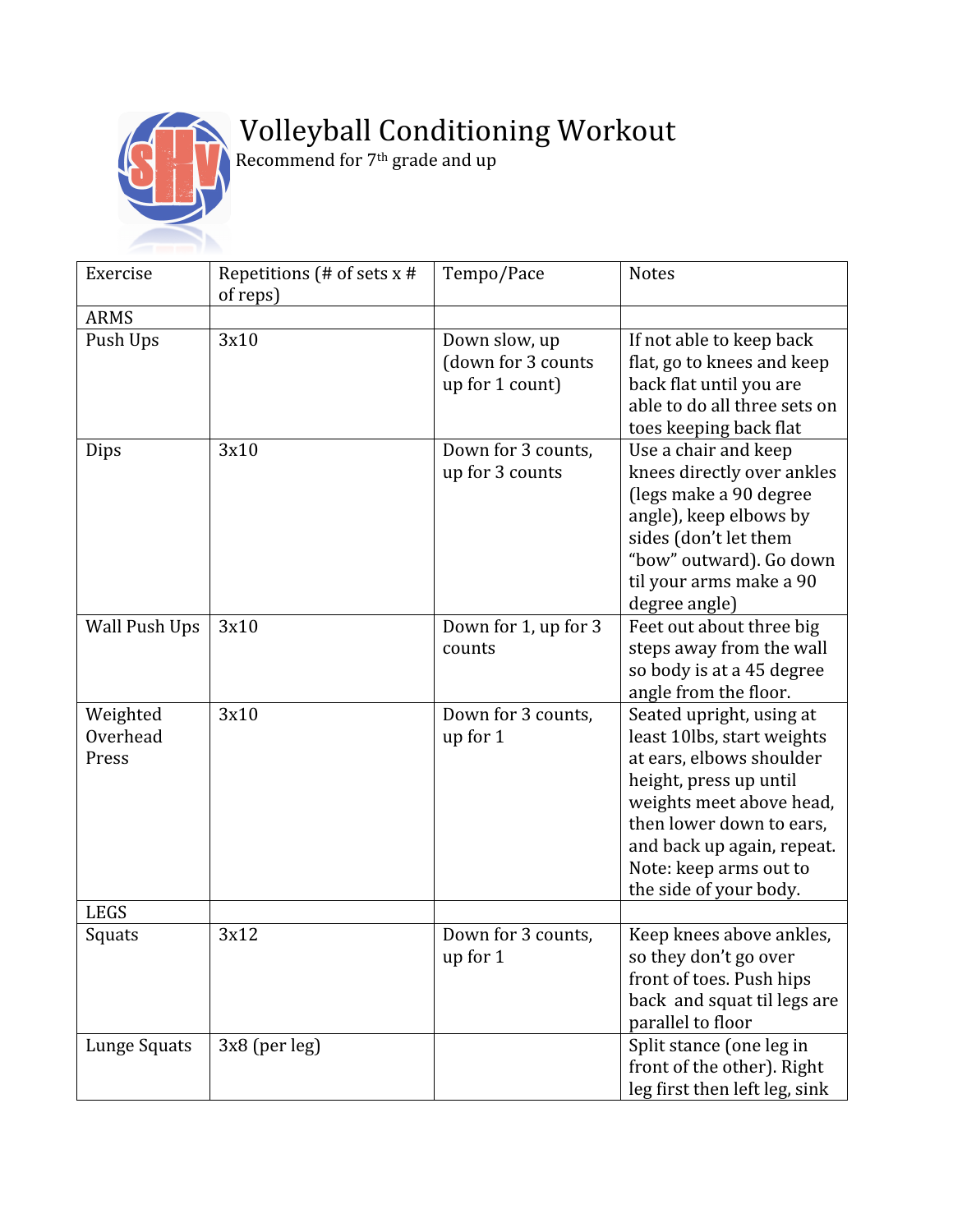# Volleyball Conditioning Workout

Recommend for 7th grade and up

| Exercise | Repetitions (# of sets x # of reps) | Tempo/Pace | Notes |
|---|---|---|---|
| ARMS | | | |
| Push Ups | 3x10 | Down slow, up (down for 3 counts up for 1 count) | If not able to keep back flat, go to knees and keep back flat until you are able to do all three sets on toes keeping back flat |
| Dips | 3x10 | Down for 3 counts, up for 3 counts | Use a chair and keep knees directly over ankles (legs make a 90 degree angle), keep elbows by sides (don't let them "bow" outward). Go down til your arms make a 90 degree angle) |
| Wall Push Ups | 3x10 | Down for 1, up for 3 counts | Feet out about three big steps away from the wall so body is at a 45 degree angle from the floor. |
| Weighted Overhead Press | 3x10 | Down for 3 counts, up for 1 | Seated upright, using at least 10lbs, start weights at ears, elbows shoulder height, press up until weights meet above head, then lower down to ears, and back up again, repeat. Note: keep arms out to the side of your body. |
| LEGS | | | |
| Squats | 3x12 | Down for 3 counts, up for 1 | Keep knees above ankles, so they don't go over front of toes. Push hips back and squat til legs are parallel to floor |
| Lunge Squats | 3x8 (per leg) | | Split stance (one leg in front of the other). Right leg first then left leg, sink |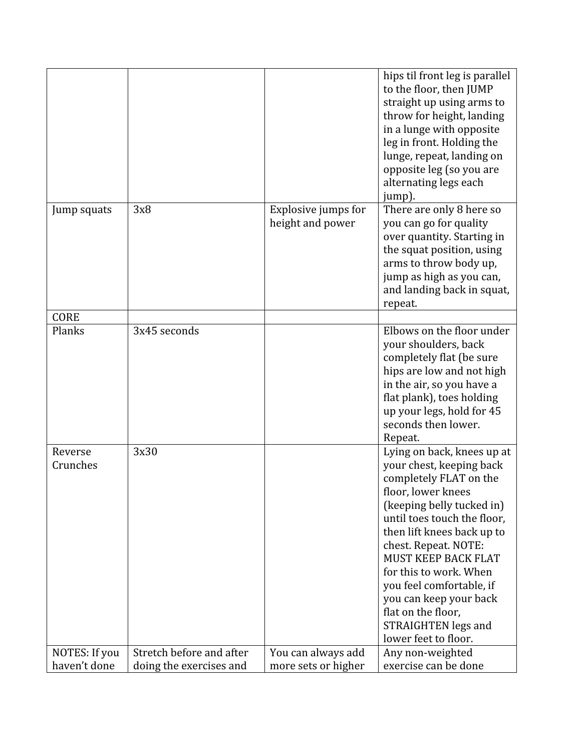| | | | |
|---|---|---|---|
| | | | hips til front leg is parallel to the floor, then JUMP straight up using arms to throw for height, landing in a lunge with opposite leg in front. Holding the lunge, repeat, landing on opposite leg (so you are alternating legs each jump). |
| Jump squats | 3x8 | Explosive jumps for height and power | There are only 8 here so you can go for quality over quantity. Starting in the squat position, using arms to throw body up, jump as high as you can, and landing back in squat, repeat. |
| CORE | | | |
| Planks | 3x45 seconds | | Elbows on the floor under your shoulders, back completely flat (be sure hips are low and not high in the air, so you have a flat plank), toes holding up your legs, hold for 45 seconds then lower. Repeat. |
| Reverse Crunches | 3x30 | | Lying on back, knees up at your chest, keeping back completely FLAT on the floor, lower knees (keeping belly tucked in) until toes touch the floor, then lift knees back up to chest. Repeat. NOTE: MUST KEEP BACK FLAT for this to work. When you feel comfortable, if you can keep your back flat on the floor, STRAIGHTEN legs and lower feet to floor. |
| NOTES: If you haven't done | Stretch before and after doing the exercises and | You can always add more sets or higher | Any non-weighted exercise can be done |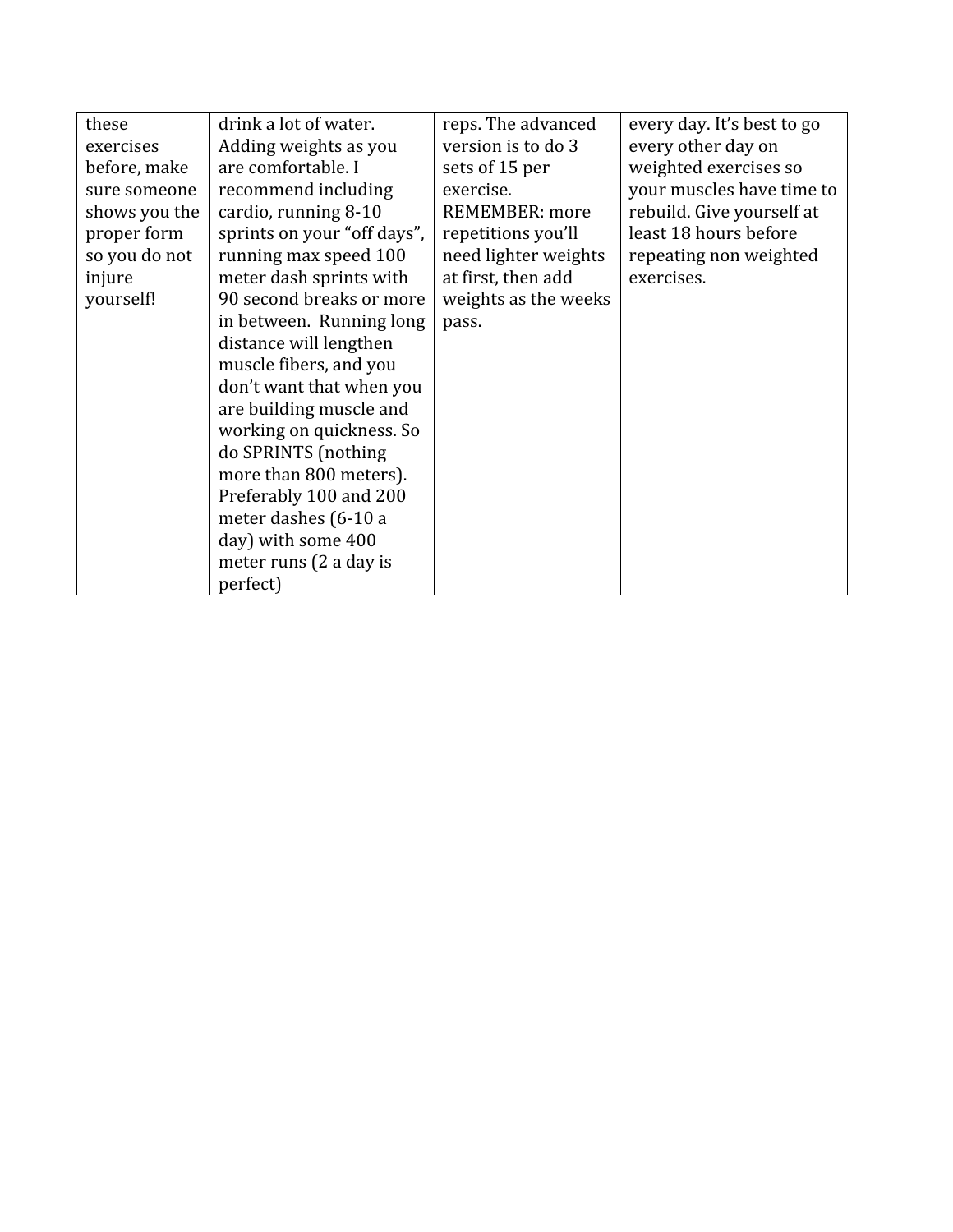| | | | |
|---|---|---|---|
| these exercises before, make sure someone shows you the proper form so you do not injure yourself! | drink a lot of water. Adding weights as you are comfortable. I recommend including cardio, running 8-10 sprints on your "off days", running max speed 100 meter dash sprints with 90 second breaks or more in between. Running long distance will lengthen muscle fibers, and you don't want that when you are building muscle and working on quickness. So do SPRINTS (nothing more than 800 meters). Preferably 100 and 200 meter dashes (6-10 a day) with some 400 meter runs (2 a day is perfect) | reps. The advanced version is to do 3 sets of 15 per exercise. REMEMBER: more repetitions you'll need lighter weights at first, then add weights as the weeks pass. | every day. It's best to go every other day on weighted exercises so your muscles have time to rebuild. Give yourself at least 18 hours before repeating non weighted exercises. |